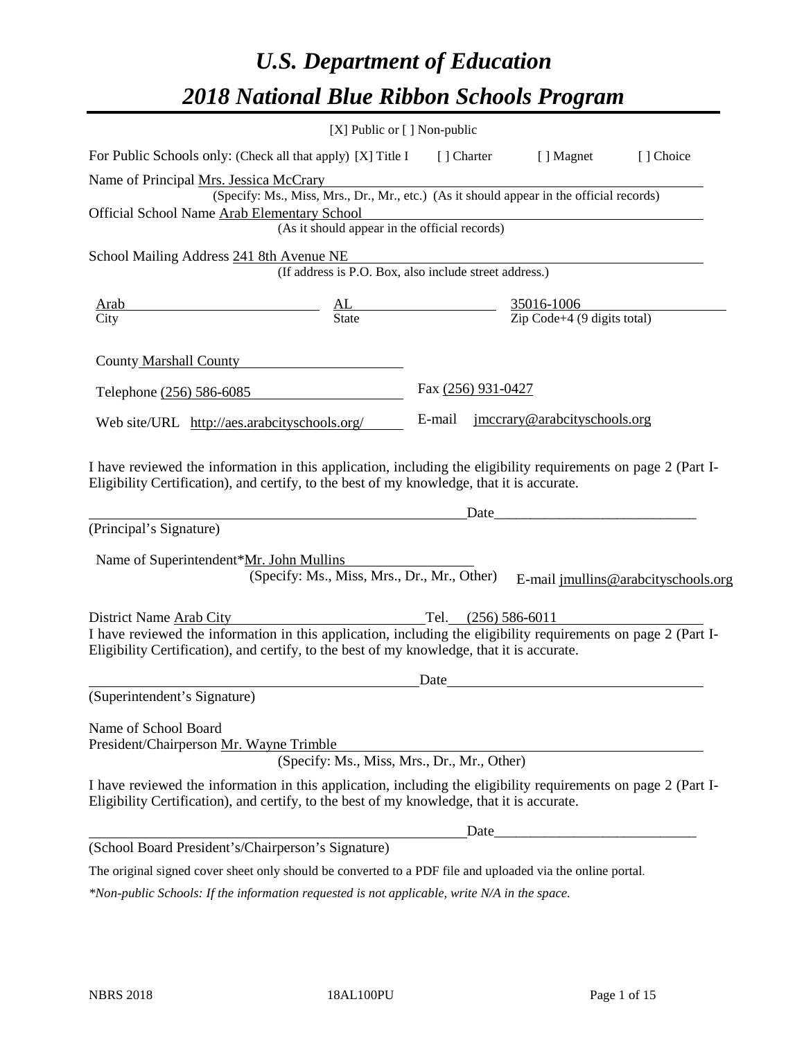# *U.S. Department of Education*

# *2018 National Blue Ribbon Schools Program*

[X] Public or [ ] Non-public

For Public Schools only: (Check all that apply) [X] Title I [ ] Charter [ ] Magnet [ ] Choice

Name of Principal Mrs. Jessica McCrary
(Specify: Ms., Miss, Mrs., Dr., Mr., etc.) (As it should appear in the official records)

Official School Name Arab Elementary School
(As it should appear in the official records)

School Mailing Address 241 8th Avenue NE
(If address is P.O. Box, also include street address.)

| Arab | AL | 35016-1006 |
|---|---|---|
| City | State | Zip Code+4 (9 digits total) |

County Marshall County

Telephone (256) 586-6085 Fax (256) 931-0427

Web site/URL http://aes.arabcityschools.org/ E-mail jmccrary@arabcityschools.org

I have reviewed the information in this application, including the eligibility requirements on page 2 (Part I-Eligibility Certification), and certify, to the best of my knowledge, that it is accurate.

_______________________________________ Date____________________________
(Principal's Signature)

Name of Superintendent*Mr. John Mullins
(Specify: Ms., Miss, Mrs., Dr., Mr., Other) E-mail jmullins@arabcityschools.org

District Name Arab City Tel. (256) 586-6011

I have reviewed the information in this application, including the eligibility requirements on page 2 (Part I-Eligibility Certification), and certify, to the best of my knowledge, that it is accurate.

_______________________________________ Date____________________________
(Superintendent's Signature)

Name of School Board
President/Chairperson Mr. Wayne Trimble
(Specify: Ms., Miss, Mrs., Dr., Mr., Other)

I have reviewed the information in this application, including the eligibility requirements on page 2 (Part I-Eligibility Certification), and certify, to the best of my knowledge, that it is accurate.

_______________________________________ Date____________________________
(School Board President's/Chairperson's Signature)

The original signed cover sheet only should be converted to a PDF file and uploaded via the online portal.

*\*Non-public Schools: If the information requested is not applicable, write N/A in the space.*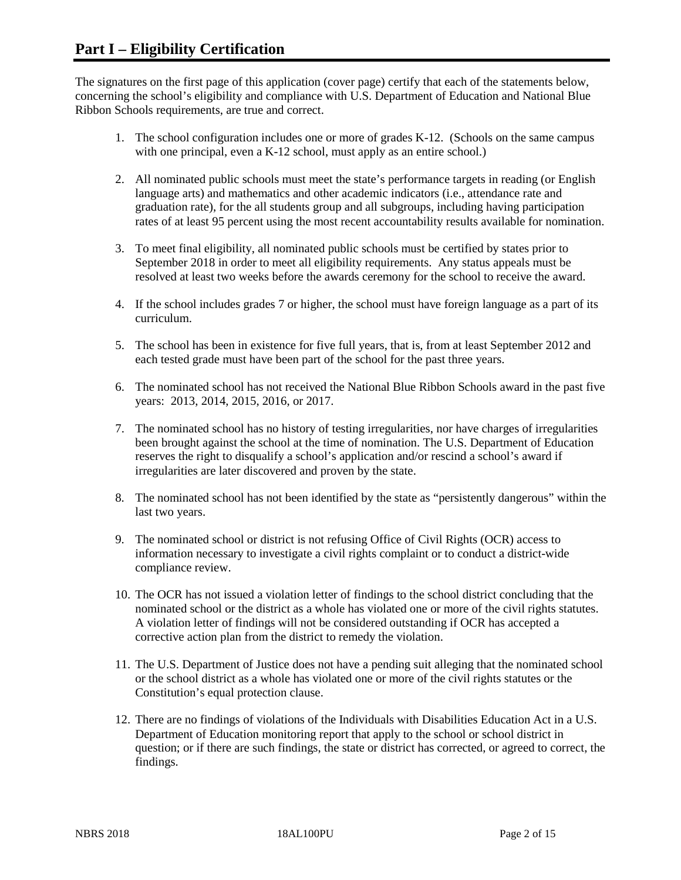# Part I – Eligibility Certification

The signatures on the first page of this application (cover page) certify that each of the statements below, concerning the school's eligibility and compliance with U.S. Department of Education and National Blue Ribbon Schools requirements, are true and correct.

1. The school configuration includes one or more of grades K-12. (Schools on the same campus with one principal, even a K-12 school, must apply as an entire school.)
2. All nominated public schools must meet the state's performance targets in reading (or English language arts) and mathematics and other academic indicators (i.e., attendance rate and graduation rate), for the all students group and all subgroups, including having participation rates of at least 95 percent using the most recent accountability results available for nomination.
3. To meet final eligibility, all nominated public schools must be certified by states prior to September 2018 in order to meet all eligibility requirements. Any status appeals must be resolved at least two weeks before the awards ceremony for the school to receive the award.
4. If the school includes grades 7 or higher, the school must have foreign language as a part of its curriculum.
5. The school has been in existence for five full years, that is, from at least September 2012 and each tested grade must have been part of the school for the past three years.
6. The nominated school has not received the National Blue Ribbon Schools award in the past five years: 2013, 2014, 2015, 2016, or 2017.
7. The nominated school has no history of testing irregularities, nor have charges of irregularities been brought against the school at the time of nomination. The U.S. Department of Education reserves the right to disqualify a school's application and/or rescind a school's award if irregularities are later discovered and proven by the state.
8. The nominated school has not been identified by the state as "persistently dangerous" within the last two years.
9. The nominated school or district is not refusing Office of Civil Rights (OCR) access to information necessary to investigate a civil rights complaint or to conduct a district-wide compliance review.
10. The OCR has not issued a violation letter of findings to the school district concluding that the nominated school or the district as a whole has violated one or more of the civil rights statutes. A violation letter of findings will not be considered outstanding if OCR has accepted a corrective action plan from the district to remedy the violation.
11. The U.S. Department of Justice does not have a pending suit alleging that the nominated school or the school district as a whole has violated one or more of the civil rights statutes or the Constitution's equal protection clause.
12. There are no findings of violations of the Individuals with Disabilities Education Act in a U.S. Department of Education monitoring report that apply to the school or school district in question; or if there are such findings, the state or district has corrected, or agreed to correct, the findings.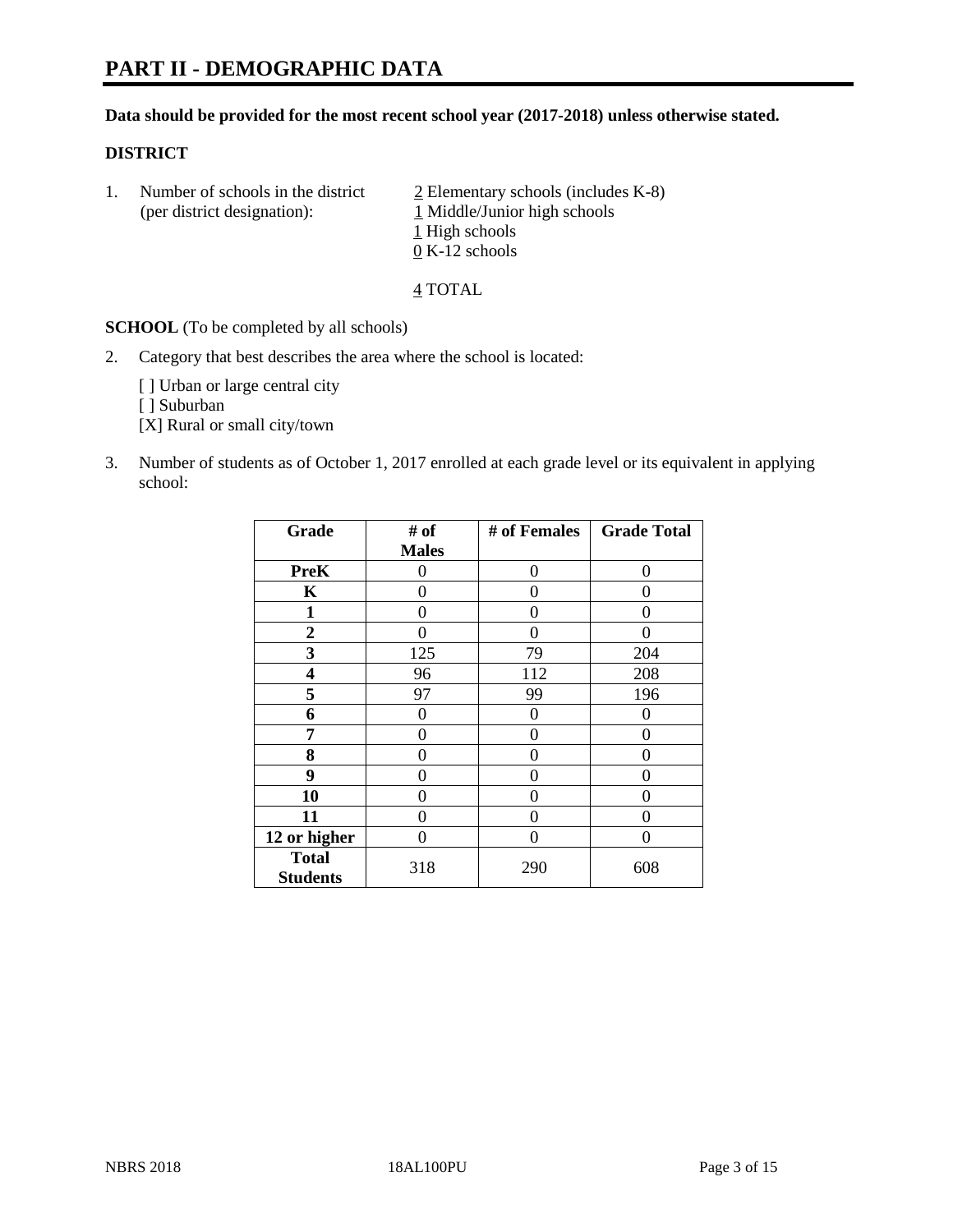# PART II - DEMOGRAPHIC DATA

**Data should be provided for the most recent school year (2017-2018) unless otherwise stated.**

## DISTRICT

1. Number of schools in the district (per district designation):
   - 2 Elementary schools (includes K-8)
   - 1 Middle/Junior high schools
   - 1 High schools
   - 0 K-12 schools

   4 TOTAL

**SCHOOL** (To be completed by all schools)

2. Category that best describes the area where the school is located:

   [ ] Urban or large central city
   [ ] Suburban
   [X] Rural or small city/town

3. Number of students as of October 1, 2017 enrolled at each grade level or its equivalent in applying school:

| Grade | # of Males | # of Females | Grade Total |
|---|---|---|---|
| PreK | 0 | 0 | 0 |
| K | 0 | 0 | 0 |
| 1 | 0 | 0 | 0 |
| 2 | 0 | 0 | 0 |
| 3 | 125 | 79 | 204 |
| 4 | 96 | 112 | 208 |
| 5 | 97 | 99 | 196 |
| 6 | 0 | 0 | 0 |
| 7 | 0 | 0 | 0 |
| 8 | 0 | 0 | 0 |
| 9 | 0 | 0 | 0 |
| 10 | 0 | 0 | 0 |
| 11 | 0 | 0 | 0 |
| 12 or higher | 0 | 0 | 0 |
| Total Students | 318 | 290 | 608 |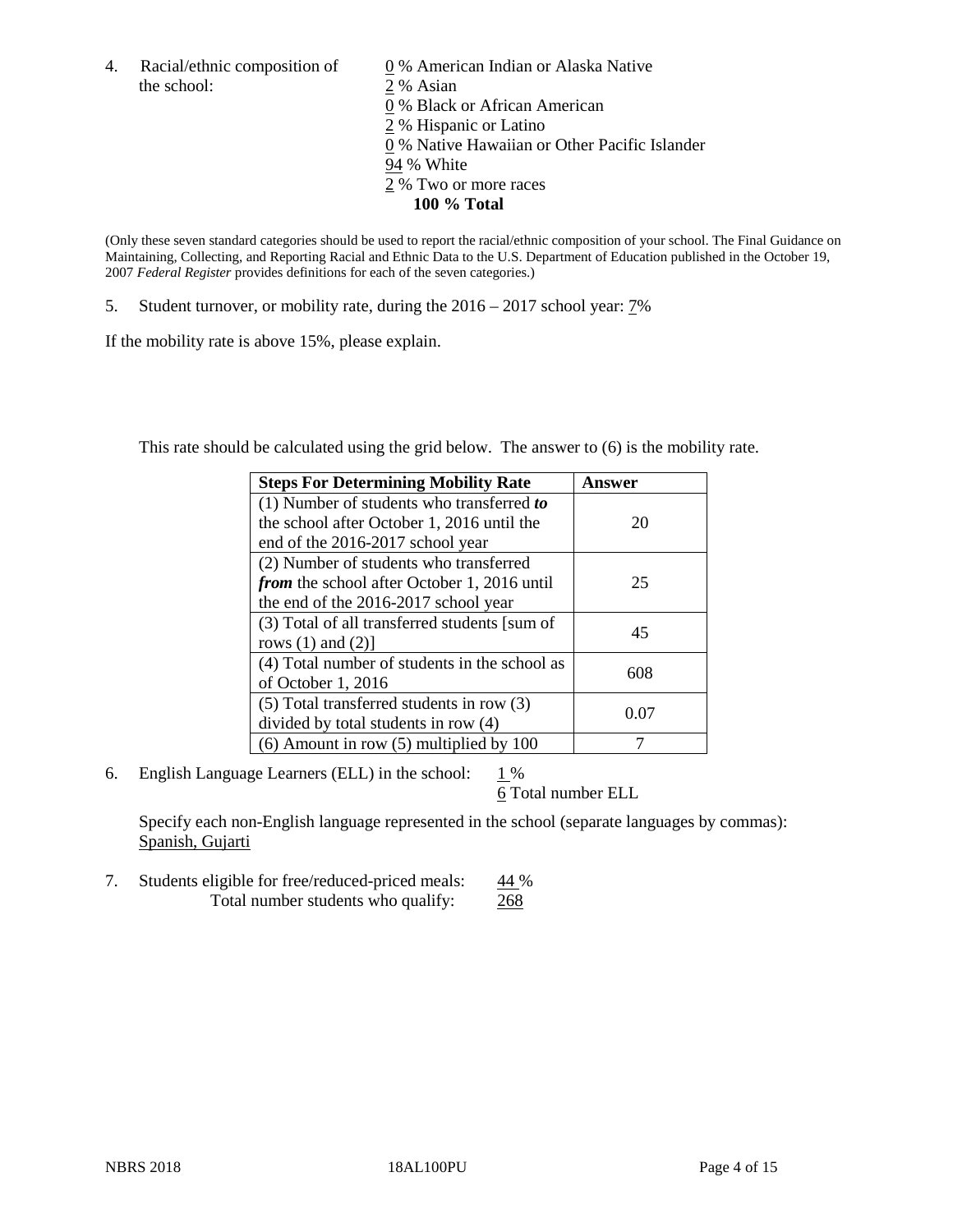4. Racial/ethnic composition of the school:

0 % American Indian or Alaska Native
2 % Asian
0 % Black or African American
2 % Hispanic or Latino
0 % Native Hawaiian or Other Pacific Islander
94 % White
2 % Two or more races
**100 % Total**

(Only these seven standard categories should be used to report the racial/ethnic composition of your school. The Final Guidance on Maintaining, Collecting, and Reporting Racial and Ethnic Data to the U.S. Department of Education published in the October 19, 2007 *Federal Register* provides definitions for each of the seven categories.)

5. Student turnover, or mobility rate, during the 2016 – 2017 school year: 7%

If the mobility rate is above 15%, please explain.

This rate should be calculated using the grid below. The answer to (6) is the mobility rate.

| Steps For Determining Mobility Rate | Answer |
|---|---|
| (1) Number of students who transferred ***to*** the school after October 1, 2016 until the end of the 2016-2017 school year | 20 |
| (2) Number of students who transferred ***from*** the school after October 1, 2016 until the end of the 2016-2017 school year | 25 |
| (3) Total of all transferred students [sum of rows (1) and (2)] | 45 |
| (4) Total number of students in the school as of October 1, 2016 | 608 |
| (5) Total transferred students in row (3) divided by total students in row (4) | 0.07 |
| (6) Amount in row (5) multiplied by 100 | 7 |

6. English Language Learners (ELL) in the school: 1 %
6 Total number ELL

Specify each non-English language represented in the school (separate languages by commas): Spanish, Gujarti

7. Students eligible for free/reduced-priced meals: 44 %
Total number students who qualify: 268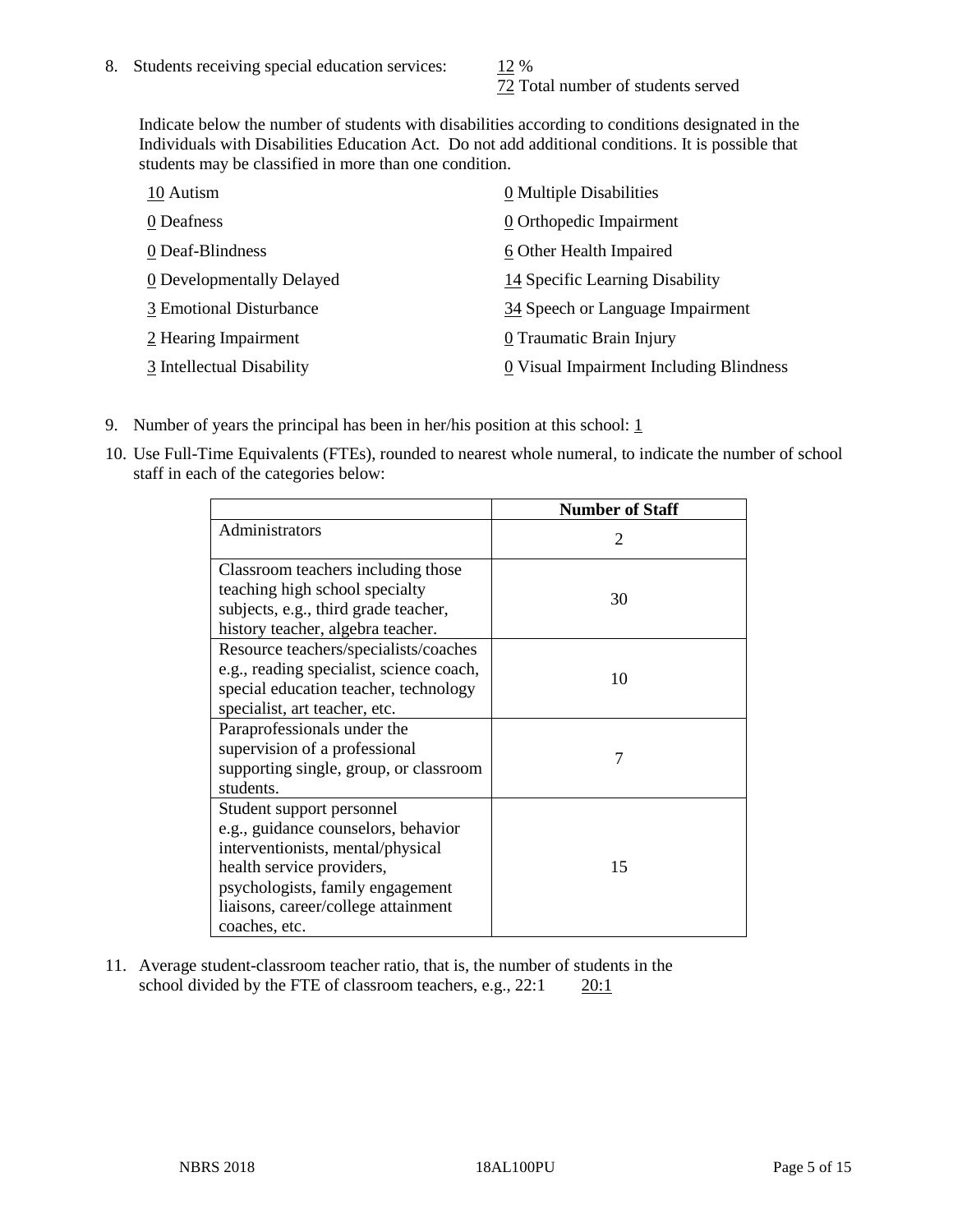8. Students receiving special education services: 12 %
   72 Total number of students served

   Indicate below the number of students with disabilities according to conditions designated in the Individuals with Disabilities Education Act. Do not add additional conditions. It is possible that students may be classified in more than one condition.

   10 Autism
   0 Deafness
   0 Deaf-Blindness
   0 Developmentally Delayed
   3 Emotional Disturbance
   2 Hearing Impairment
   3 Intellectual Disability
   0 Multiple Disabilities
   0 Orthopedic Impairment
   6 Other Health Impaired
   14 Specific Learning Disability
   34 Speech or Language Impairment
   0 Traumatic Brain Injury
   0 Visual Impairment Including Blindness

9. Number of years the principal has been in her/his position at this school: 1

10. Use Full-Time Equivalents (FTEs), rounded to nearest whole numeral, to indicate the number of school staff in each of the categories below:

| | Number of Staff |
|---|---|
| Administrators | 2 |
| Classroom teachers including those teaching high school specialty subjects, e.g., third grade teacher, history teacher, algebra teacher. | 30 |
| Resource teachers/specialists/coaches e.g., reading specialist, science coach, special education teacher, technology specialist, art teacher, etc. | 10 |
| Paraprofessionals under the supervision of a professional supporting single, group, or classroom students. | 7 |
| Student support personnel e.g., guidance counselors, behavior interventionists, mental/physical health service providers, psychologists, family engagement liaisons, career/college attainment coaches, etc. | 15 |

11. Average student-classroom teacher ratio, that is, the number of students in the school divided by the FTE of classroom teachers, e.g., 22:1 20:1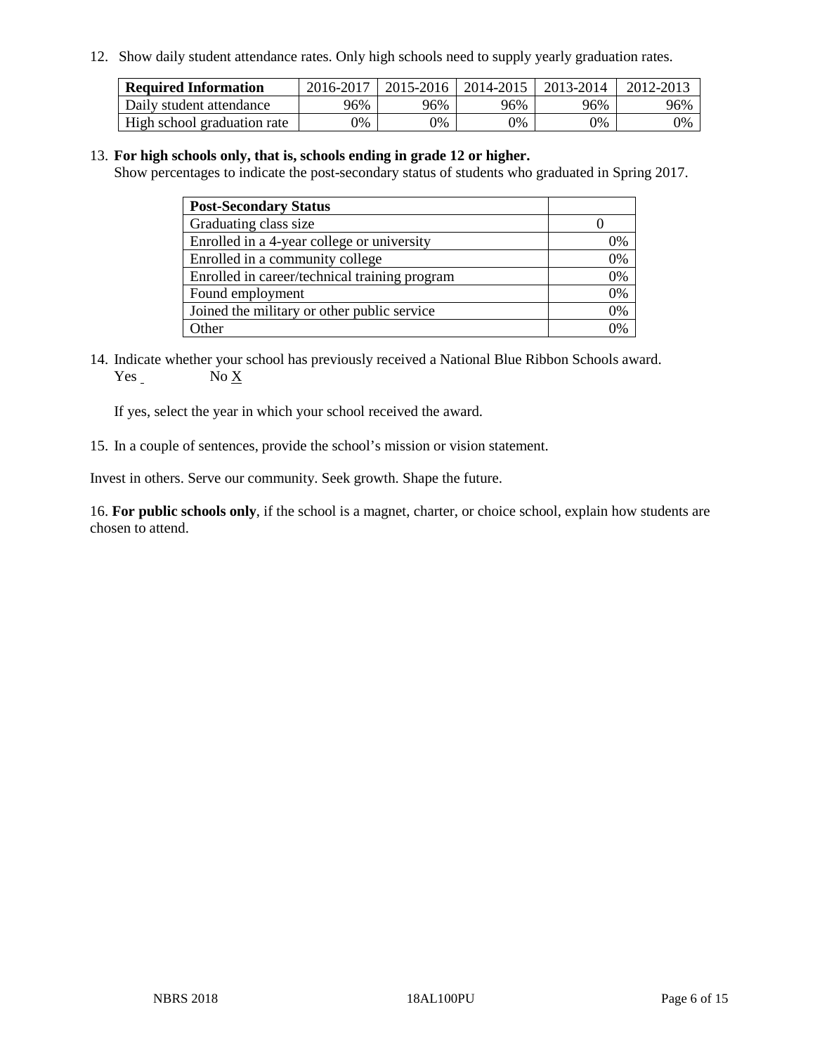12. Show daily student attendance rates. Only high schools need to supply yearly graduation rates.

| Required Information | 2016-2017 | 2015-2016 | 2014-2015 | 2013-2014 | 2012-2013 |
|---|---|---|---|---|---|
| Daily student attendance | 96% | 96% | 96% | 96% | 96% |
| High school graduation rate | 0% | 0% | 0% | 0% | 0% |

13. **For high schools only, that is, schools ending in grade 12 or higher.**
Show percentages to indicate the post-secondary status of students who graduated in Spring 2017.

| Post-Secondary Status | |
|---|---|
| Graduating class size | 0 |
| Enrolled in a 4-year college or university | 0% |
| Enrolled in a community college | 0% |
| Enrolled in career/technical training program | 0% |
| Found employment | 0% |
| Joined the military or other public service | 0% |
| Other | 0% |

14. Indicate whether your school has previously received a National Blue Ribbon Schools award.
Yes ___ No X

If yes, select the year in which your school received the award.

15. In a couple of sentences, provide the school's mission or vision statement.

Invest in others. Serve our community. Seek growth. Shape the future.

16. **For public schools only**, if the school is a magnet, charter, or choice school, explain how students are chosen to attend.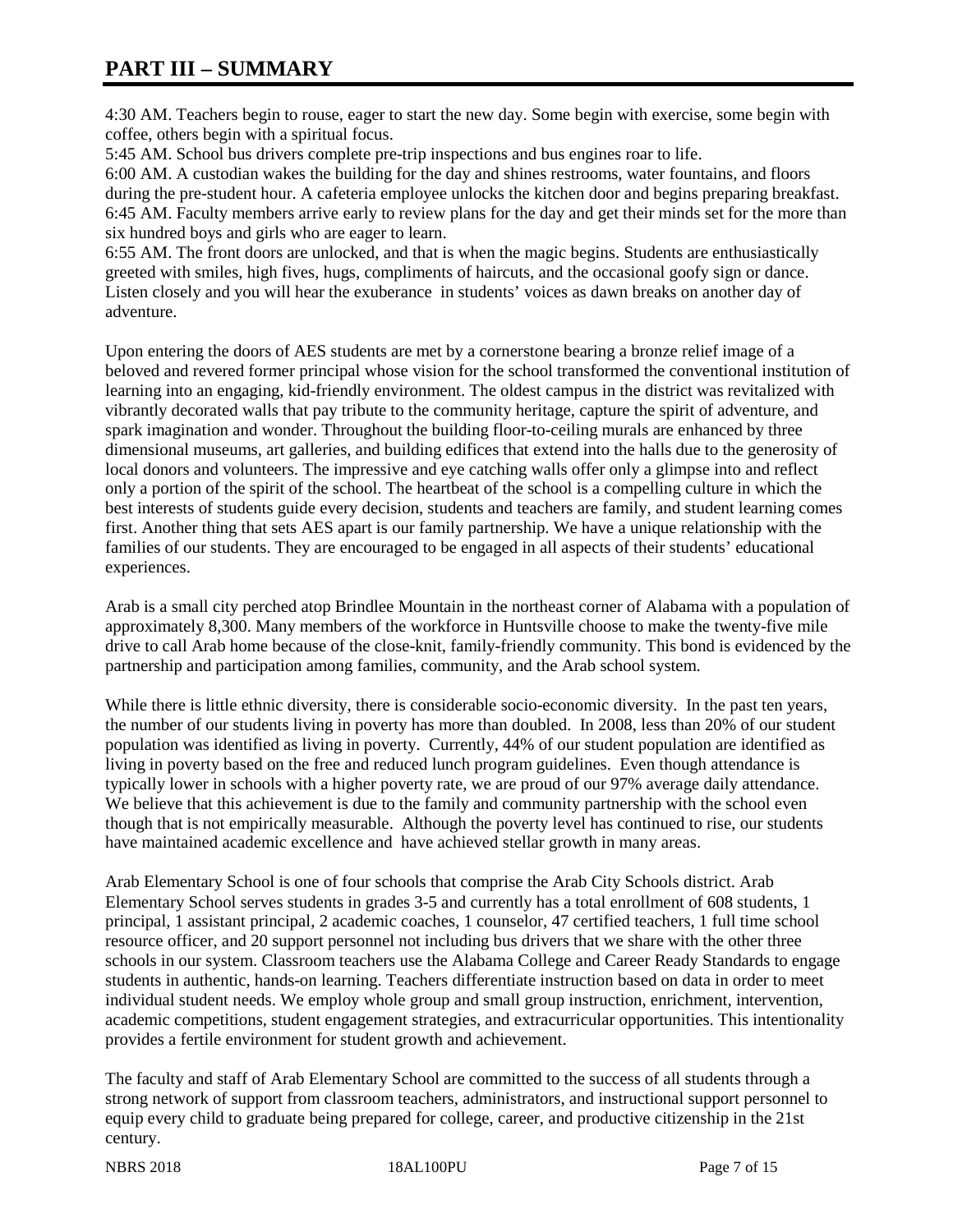# PART III – SUMMARY

4:30 AM. Teachers begin to rouse, eager to start the new day. Some begin with exercise, some begin with coffee, others begin with a spiritual focus.
5:45 AM. School bus drivers complete pre-trip inspections and bus engines roar to life.
6:00 AM. A custodian wakes the building for the day and shines restrooms, water fountains, and floors during the pre-student hour. A cafeteria employee unlocks the kitchen door and begins preparing breakfast.
6:45 AM. Faculty members arrive early to review plans for the day and get their minds set for the more than six hundred boys and girls who are eager to learn.
6:55 AM. The front doors are unlocked, and that is when the magic begins. Students are enthusiastically greeted with smiles, high fives, hugs, compliments of haircuts, and the occasional goofy sign or dance. Listen closely and you will hear the exuberance in students' voices as dawn breaks on another day of adventure.

Upon entering the doors of AES students are met by a cornerstone bearing a bronze relief image of a beloved and revered former principal whose vision for the school transformed the conventional institution of learning into an engaging, kid-friendly environment. The oldest campus in the district was revitalized with vibrantly decorated walls that pay tribute to the community heritage, capture the spirit of adventure, and spark imagination and wonder. Throughout the building floor-to-ceiling murals are enhanced by three dimensional museums, art galleries, and building edifices that extend into the halls due to the generosity of local donors and volunteers. The impressive and eye catching walls offer only a glimpse into and reflect only a portion of the spirit of the school. The heartbeat of the school is a compelling culture in which the best interests of students guide every decision, students and teachers are family, and student learning comes first. Another thing that sets AES apart is our family partnership. We have a unique relationship with the families of our students. They are encouraged to be engaged in all aspects of their students' educational experiences.

Arab is a small city perched atop Brindlee Mountain in the northeast corner of Alabama with a population of approximately 8,300. Many members of the workforce in Huntsville choose to make the twenty-five mile drive to call Arab home because of the close-knit, family-friendly community. This bond is evidenced by the partnership and participation among families, community, and the Arab school system.

While there is little ethnic diversity, there is considerable socio-economic diversity. In the past ten years, the number of our students living in poverty has more than doubled. In 2008, less than 20% of our student population was identified as living in poverty. Currently, 44% of our student population are identified as living in poverty based on the free and reduced lunch program guidelines. Even though attendance is typically lower in schools with a higher poverty rate, we are proud of our 97% average daily attendance. We believe that this achievement is due to the family and community partnership with the school even though that is not empirically measurable. Although the poverty level has continued to rise, our students have maintained academic excellence and have achieved stellar growth in many areas.

Arab Elementary School is one of four schools that comprise the Arab City Schools district. Arab Elementary School serves students in grades 3-5 and currently has a total enrollment of 608 students, 1 principal, 1 assistant principal, 2 academic coaches, 1 counselor, 47 certified teachers, 1 full time school resource officer, and 20 support personnel not including bus drivers that we share with the other three schools in our system. Classroom teachers use the Alabama College and Career Ready Standards to engage students in authentic, hands-on learning. Teachers differentiate instruction based on data in order to meet individual student needs. We employ whole group and small group instruction, enrichment, intervention, academic competitions, student engagement strategies, and extracurricular opportunities. This intentionality provides a fertile environment for student growth and achievement.

The faculty and staff of Arab Elementary School are committed to the success of all students through a strong network of support from classroom teachers, administrators, and instructional support personnel to equip every child to graduate being prepared for college, career, and productive citizenship in the 21st century.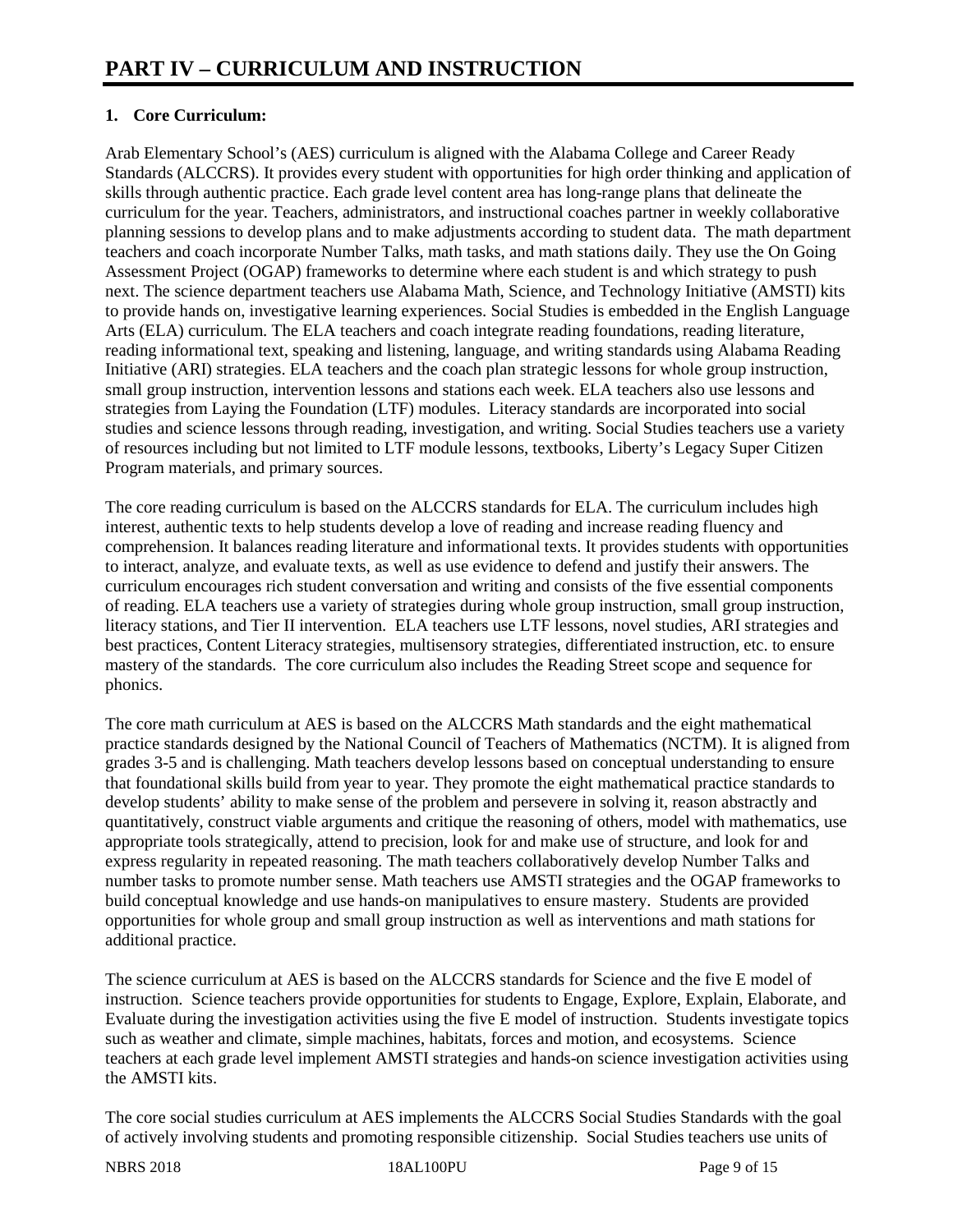# PART IV – CURRICULUM AND INSTRUCTION

**1. Core Curriculum:**

Arab Elementary School's (AES) curriculum is aligned with the Alabama College and Career Ready Standards (ALCCRS). It provides every student with opportunities for high order thinking and application of skills through authentic practice. Each grade level content area has long-range plans that delineate the curriculum for the year. Teachers, administrators, and instructional coaches partner in weekly collaborative planning sessions to develop plans and to make adjustments according to student data. The math department teachers and coach incorporate Number Talks, math tasks, and math stations daily. They use the On Going Assessment Project (OGAP) frameworks to determine where each student is and which strategy to push next. The science department teachers use Alabama Math, Science, and Technology Initiative (AMSTI) kits to provide hands on, investigative learning experiences. Social Studies is embedded in the English Language Arts (ELA) curriculum. The ELA teachers and coach integrate reading foundations, reading literature, reading informational text, speaking and listening, language, and writing standards using Alabama Reading Initiative (ARI) strategies. ELA teachers and the coach plan strategic lessons for whole group instruction, small group instruction, intervention lessons and stations each week. ELA teachers also use lessons and strategies from Laying the Foundation (LTF) modules. Literacy standards are incorporated into social studies and science lessons through reading, investigation, and writing. Social Studies teachers use a variety of resources including but not limited to LTF module lessons, textbooks, Liberty's Legacy Super Citizen Program materials, and primary sources.

The core reading curriculum is based on the ALCCRS standards for ELA. The curriculum includes high interest, authentic texts to help students develop a love of reading and increase reading fluency and comprehension. It balances reading literature and informational texts. It provides students with opportunities to interact, analyze, and evaluate texts, as well as use evidence to defend and justify their answers. The curriculum encourages rich student conversation and writing and consists of the five essential components of reading. ELA teachers use a variety of strategies during whole group instruction, small group instruction, literacy stations, and Tier II intervention. ELA teachers use LTF lessons, novel studies, ARI strategies and best practices, Content Literacy strategies, multisensory strategies, differentiated instruction, etc. to ensure mastery of the standards. The core curriculum also includes the Reading Street scope and sequence for phonics.

The core math curriculum at AES is based on the ALCCRS Math standards and the eight mathematical practice standards designed by the National Council of Teachers of Mathematics (NCTM). It is aligned from grades 3-5 and is challenging. Math teachers develop lessons based on conceptual understanding to ensure that foundational skills build from year to year. They promote the eight mathematical practice standards to develop students' ability to make sense of the problem and persevere in solving it, reason abstractly and quantitatively, construct viable arguments and critique the reasoning of others, model with mathematics, use appropriate tools strategically, attend to precision, look for and make use of structure, and look for and express regularity in repeated reasoning. The math teachers collaboratively develop Number Talks and number tasks to promote number sense. Math teachers use AMSTI strategies and the OGAP frameworks to build conceptual knowledge and use hands-on manipulatives to ensure mastery. Students are provided opportunities for whole group and small group instruction as well as interventions and math stations for additional practice.

The science curriculum at AES is based on the ALCCRS standards for Science and the five E model of instruction. Science teachers provide opportunities for students to Engage, Explore, Explain, Elaborate, and Evaluate during the investigation activities using the five E model of instruction. Students investigate topics such as weather and climate, simple machines, habitats, forces and motion, and ecosystems. Science teachers at each grade level implement AMSTI strategies and hands-on science investigation activities using the AMSTI kits.

The core social studies curriculum at AES implements the ALCCRS Social Studies Standards with the goal of actively involving students and promoting responsible citizenship. Social Studies teachers use units of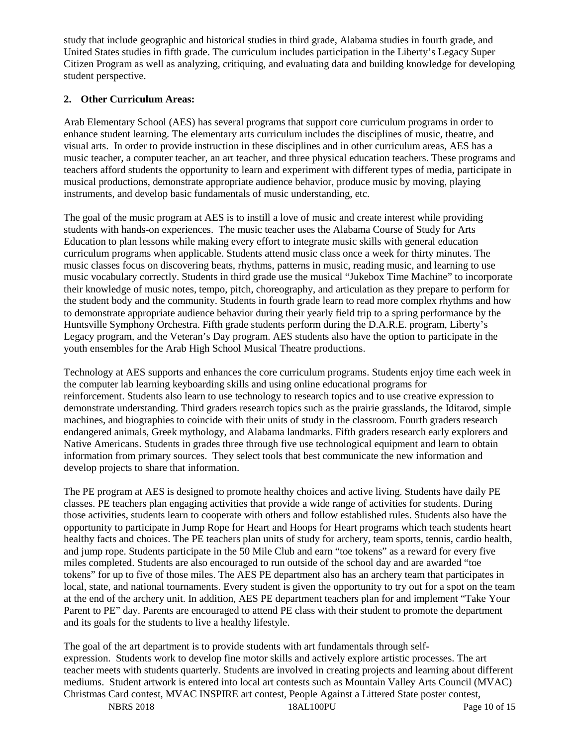study that include geographic and historical studies in third grade, Alabama studies in fourth grade, and United States studies in fifth grade. The curriculum includes participation in the Liberty's Legacy Super Citizen Program as well as analyzing, critiquing, and evaluating data and building knowledge for developing student perspective.

**2. Other Curriculum Areas:**

Arab Elementary School (AES) has several programs that support core curriculum programs in order to enhance student learning. The elementary arts curriculum includes the disciplines of music, theatre, and visual arts. In order to provide instruction in these disciplines and in other curriculum areas, AES has a music teacher, a computer teacher, an art teacher, and three physical education teachers. These programs and teachers afford students the opportunity to learn and experiment with different types of media, participate in musical productions, demonstrate appropriate audience behavior, produce music by moving, playing instruments, and develop basic fundamentals of music understanding, etc.

The goal of the music program at AES is to instill a love of music and create interest while providing students with hands-on experiences. The music teacher uses the Alabama Course of Study for Arts Education to plan lessons while making every effort to integrate music skills with general education curriculum programs when applicable. Students attend music class once a week for thirty minutes. The music classes focus on discovering beats, rhythms, patterns in music, reading music, and learning to use music vocabulary correctly. Students in third grade use the musical "Jukebox Time Machine" to incorporate their knowledge of music notes, tempo, pitch, choreography, and articulation as they prepare to perform for the student body and the community. Students in fourth grade learn to read more complex rhythms and how to demonstrate appropriate audience behavior during their yearly field trip to a spring performance by the Huntsville Symphony Orchestra. Fifth grade students perform during the D.A.R.E. program, Liberty's Legacy program, and the Veteran's Day program. AES students also have the option to participate in the youth ensembles for the Arab High School Musical Theatre productions.

Technology at AES supports and enhances the core curriculum programs. Students enjoy time each week in the computer lab learning keyboarding skills and using online educational programs for reinforcement. Students also learn to use technology to research topics and to use creative expression to demonstrate understanding. Third graders research topics such as the prairie grasslands, the Iditarod, simple machines, and biographies to coincide with their units of study in the classroom. Fourth graders research endangered animals, Greek mythology, and Alabama landmarks. Fifth graders research early explorers and Native Americans. Students in grades three through five use technological equipment and learn to obtain information from primary sources. They select tools that best communicate the new information and develop projects to share that information.

The PE program at AES is designed to promote healthy choices and active living. Students have daily PE classes. PE teachers plan engaging activities that provide a wide range of activities for students. During those activities, students learn to cooperate with others and follow established rules. Students also have the opportunity to participate in Jump Rope for Heart and Hoops for Heart programs which teach students heart healthy facts and choices. The PE teachers plan units of study for archery, team sports, tennis, cardio health, and jump rope. Students participate in the 50 Mile Club and earn "toe tokens" as a reward for every five miles completed. Students are also encouraged to run outside of the school day and are awarded "toe tokens" for up to five of those miles. The AES PE department also has an archery team that participates in local, state, and national tournaments. Every student is given the opportunity to try out for a spot on the team at the end of the archery unit. In addition, AES PE department teachers plan for and implement "Take Your Parent to PE" day. Parents are encouraged to attend PE class with their student to promote the department and its goals for the students to live a healthy lifestyle.

The goal of the art department is to provide students with art fundamentals through self-expression. Students work to develop fine motor skills and actively explore artistic processes. The art teacher meets with students quarterly. Students are involved in creating projects and learning about different mediums. Student artwork is entered into local art contests such as Mountain Valley Arts Council (MVAC) Christmas Card contest, MVAC INSPIRE art contest, People Against a Littered State poster contest,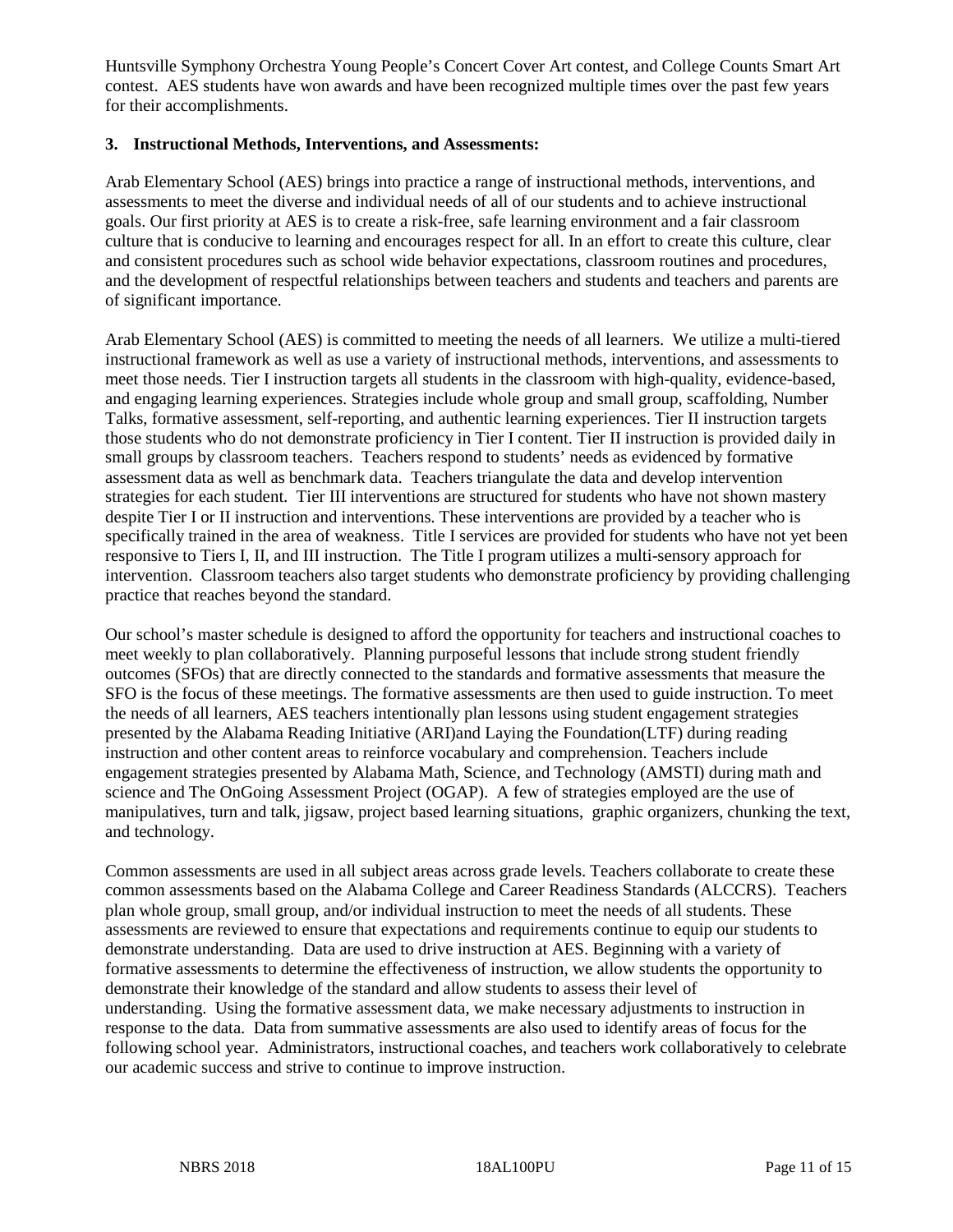Huntsville Symphony Orchestra Young People's Concert Cover Art contest, and College Counts Smart Art contest. AES students have won awards and have been recognized multiple times over the past few years for their accomplishments.

**3. Instructional Methods, Interventions, and Assessments:**

Arab Elementary School (AES) brings into practice a range of instructional methods, interventions, and assessments to meet the diverse and individual needs of all of our students and to achieve instructional goals. Our first priority at AES is to create a risk-free, safe learning environment and a fair classroom culture that is conducive to learning and encourages respect for all. In an effort to create this culture, clear and consistent procedures such as school wide behavior expectations, classroom routines and procedures, and the development of respectful relationships between teachers and students and teachers and parents are of significant importance.

Arab Elementary School (AES) is committed to meeting the needs of all learners. We utilize a multi-tiered instructional framework as well as use a variety of instructional methods, interventions, and assessments to meet those needs. Tier I instruction targets all students in the classroom with high-quality, evidence-based, and engaging learning experiences. Strategies include whole group and small group, scaffolding, Number Talks, formative assessment, self-reporting, and authentic learning experiences. Tier II instruction targets those students who do not demonstrate proficiency in Tier I content. Tier II instruction is provided daily in small groups by classroom teachers. Teachers respond to students' needs as evidenced by formative assessment data as well as benchmark data. Teachers triangulate the data and develop intervention strategies for each student. Tier III interventions are structured for students who have not shown mastery despite Tier I or II instruction and interventions. These interventions are provided by a teacher who is specifically trained in the area of weakness. Title I services are provided for students who have not yet been responsive to Tiers I, II, and III instruction. The Title I program utilizes a multi-sensory approach for intervention. Classroom teachers also target students who demonstrate proficiency by providing challenging practice that reaches beyond the standard.

Our school's master schedule is designed to afford the opportunity for teachers and instructional coaches to meet weekly to plan collaboratively. Planning purposeful lessons that include strong student friendly outcomes (SFOs) that are directly connected to the standards and formative assessments that measure the SFO is the focus of these meetings. The formative assessments are then used to guide instruction. To meet the needs of all learners, AES teachers intentionally plan lessons using student engagement strategies presented by the Alabama Reading Initiative (ARI)and Laying the Foundation(LTF) during reading instruction and other content areas to reinforce vocabulary and comprehension. Teachers include engagement strategies presented by Alabama Math, Science, and Technology (AMSTI) during math and science and The OnGoing Assessment Project (OGAP). A few of strategies employed are the use of manipulatives, turn and talk, jigsaw, project based learning situations, graphic organizers, chunking the text, and technology.

Common assessments are used in all subject areas across grade levels. Teachers collaborate to create these common assessments based on the Alabama College and Career Readiness Standards (ALCCRS). Teachers plan whole group, small group, and/or individual instruction to meet the needs of all students. These assessments are reviewed to ensure that expectations and requirements continue to equip our students to demonstrate understanding. Data are used to drive instruction at AES. Beginning with a variety of formative assessments to determine the effectiveness of instruction, we allow students the opportunity to demonstrate their knowledge of the standard and allow students to assess their level of understanding. Using the formative assessment data, we make necessary adjustments to instruction in response to the data. Data from summative assessments are also used to identify areas of focus for the following school year. Administrators, instructional coaches, and teachers work collaboratively to celebrate our academic success and strive to continue to improve instruction.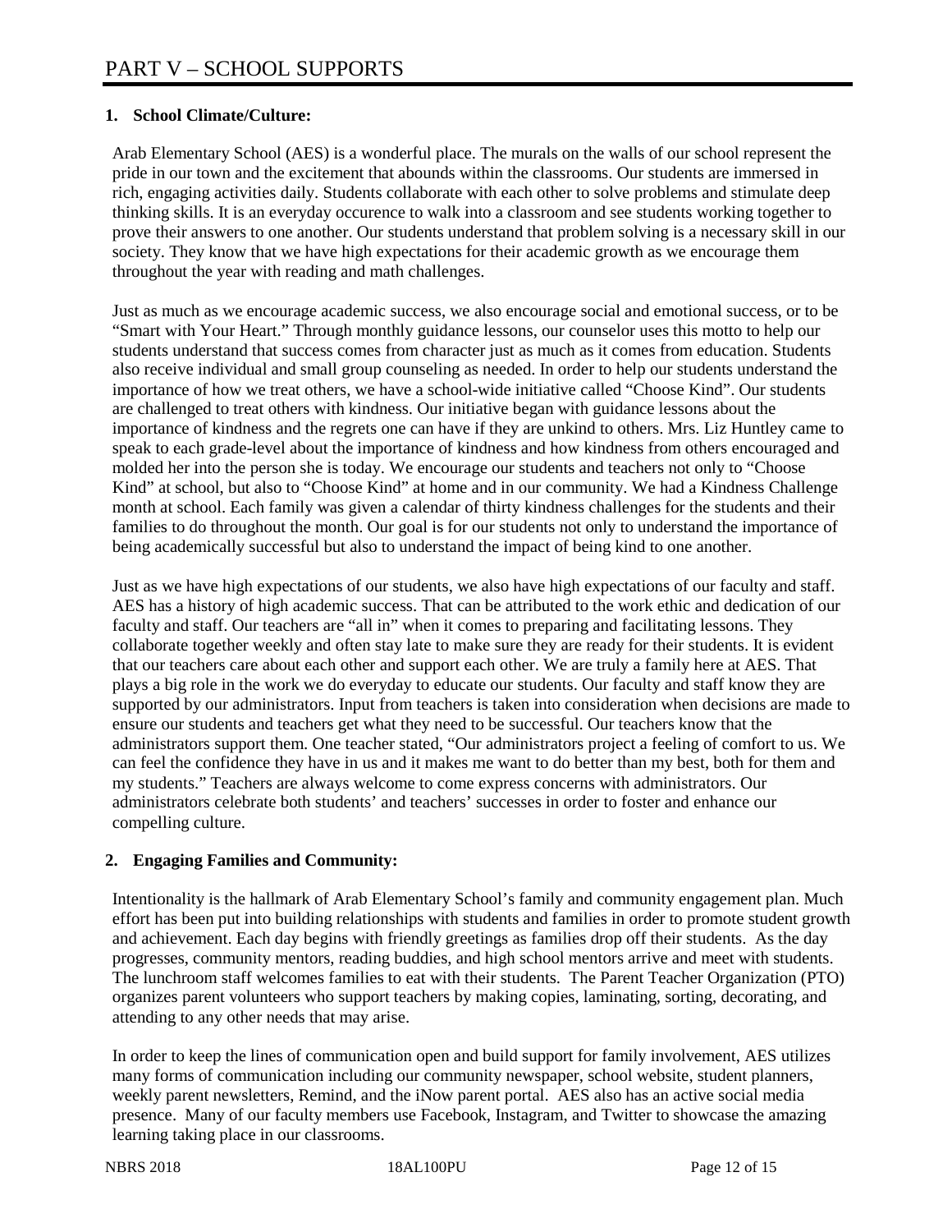# PART V – SCHOOL SUPPORTS

**1. School Climate/Culture:**

Arab Elementary School (AES) is a wonderful place. The murals on the walls of our school represent the pride in our town and the excitement that abounds within the classrooms. Our students are immersed in rich, engaging activities daily. Students collaborate with each other to solve problems and stimulate deep thinking skills. It is an everyday occurence to walk into a classroom and see students working together to prove their answers to one another. Our students understand that problem solving is a necessary skill in our society. They know that we have high expectations for their academic growth as we encourage them throughout the year with reading and math challenges.

Just as much as we encourage academic success, we also encourage social and emotional success, or to be "Smart with Your Heart." Through monthly guidance lessons, our counselor uses this motto to help our students understand that success comes from character just as much as it comes from education. Students also receive individual and small group counseling as needed. In order to help our students understand the importance of how we treat others, we have a school-wide initiative called "Choose Kind". Our students are challenged to treat others with kindness. Our initiative began with guidance lessons about the importance of kindness and the regrets one can have if they are unkind to others. Mrs. Liz Huntley came to speak to each grade-level about the importance of kindness and how kindness from others encouraged and molded her into the person she is today. We encourage our students and teachers not only to "Choose Kind" at school, but also to "Choose Kind" at home and in our community. We had a Kindness Challenge month at school. Each family was given a calendar of thirty kindness challenges for the students and their families to do throughout the month. Our goal is for our students not only to understand the importance of being academically successful but also to understand the impact of being kind to one another.

Just as we have high expectations of our students, we also have high expectations of our faculty and staff. AES has a history of high academic success. That can be attributed to the work ethic and dedication of our faculty and staff. Our teachers are "all in" when it comes to preparing and facilitating lessons. They collaborate together weekly and often stay late to make sure they are ready for their students. It is evident that our teachers care about each other and support each other. We are truly a family here at AES. That plays a big role in the work we do everyday to educate our students. Our faculty and staff know they are supported by our administrators. Input from teachers is taken into consideration when decisions are made to ensure our students and teachers get what they need to be successful. Our teachers know that the administrators support them. One teacher stated, "Our administrators project a feeling of comfort to us. We can feel the confidence they have in us and it makes me want to do better than my best, both for them and my students." Teachers are always welcome to come express concerns with administrators. Our administrators celebrate both students' and teachers' successes in order to foster and enhance our compelling culture.

**2. Engaging Families and Community:**

Intentionality is the hallmark of Arab Elementary School's family and community engagement plan. Much effort has been put into building relationships with students and families in order to promote student growth and achievement. Each day begins with friendly greetings as families drop off their students. As the day progresses, community mentors, reading buddies, and high school mentors arrive and meet with students. The lunchroom staff welcomes families to eat with their students. The Parent Teacher Organization (PTO) organizes parent volunteers who support teachers by making copies, laminating, sorting, decorating, and attending to any other needs that may arise.

In order to keep the lines of communication open and build support for family involvement, AES utilizes many forms of communication including our community newspaper, school website, student planners, weekly parent newsletters, Remind, and the iNow parent portal. AES also has an active social media presence. Many of our faculty members use Facebook, Instagram, and Twitter to showcase the amazing learning taking place in our classrooms.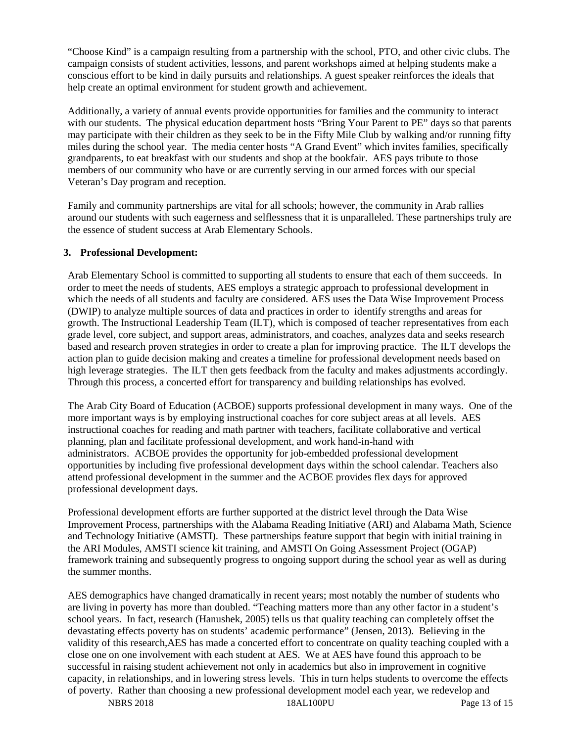"Choose Kind" is a campaign resulting from a partnership with the school, PTO, and other civic clubs. The campaign consists of student activities, lessons, and parent workshops aimed at helping students make a conscious effort to be kind in daily pursuits and relationships. A guest speaker reinforces the ideals that help create an optimal environment for student growth and achievement.

Additionally, a variety of annual events provide opportunities for families and the community to interact with our students. The physical education department hosts "Bring Your Parent to PE" days so that parents may participate with their children as they seek to be in the Fifty Mile Club by walking and/or running fifty miles during the school year. The media center hosts "A Grand Event" which invites families, specifically grandparents, to eat breakfast with our students and shop at the bookfair. AES pays tribute to those members of our community who have or are currently serving in our armed forces with our special Veteran's Day program and reception.

Family and community partnerships are vital for all schools; however, the community in Arab rallies around our students with such eagerness and selflessness that it is unparalleled. These partnerships truly are the essence of student success at Arab Elementary Schools.

**3. Professional Development:**

Arab Elementary School is committed to supporting all students to ensure that each of them succeeds. In order to meet the needs of students, AES employs a strategic approach to professional development in which the needs of all students and faculty are considered. AES uses the Data Wise Improvement Process (DWIP) to analyze multiple sources of data and practices in order to identify strengths and areas for growth. The Instructional Leadership Team (ILT), which is composed of teacher representatives from each grade level, core subject, and support areas, administrators, and coaches, analyzes data and seeks research based and research proven strategies in order to create a plan for improving practice. The ILT develops the action plan to guide decision making and creates a timeline for professional development needs based on high leverage strategies. The ILT then gets feedback from the faculty and makes adjustments accordingly. Through this process, a concerted effort for transparency and building relationships has evolved.

The Arab City Board of Education (ACBOE) supports professional development in many ways. One of the more important ways is by employing instructional coaches for core subject areas at all levels. AES instructional coaches for reading and math partner with teachers, facilitate collaborative and vertical planning, plan and facilitate professional development, and work hand-in-hand with administrators. ACBOE provides the opportunity for job-embedded professional development opportunities by including five professional development days within the school calendar. Teachers also attend professional development in the summer and the ACBOE provides flex days for approved professional development days.

Professional development efforts are further supported at the district level through the Data Wise Improvement Process, partnerships with the Alabama Reading Initiative (ARI) and Alabama Math, Science and Technology Initiative (AMSTI). These partnerships feature support that begin with initial training in the ARI Modules, AMSTI science kit training, and AMSTI On Going Assessment Project (OGAP) framework training and subsequently progress to ongoing support during the school year as well as during the summer months.

AES demographics have changed dramatically in recent years; most notably the number of students who are living in poverty has more than doubled. "Teaching matters more than any other factor in a student's school years. In fact, research (Hanushek, 2005) tells us that quality teaching can completely offset the devastating effects poverty has on students' academic performance" (Jensen, 2013). Believing in the validity of this research,AES has made a concerted effort to concentrate on quality teaching coupled with a close one on one involvement with each student at AES. We at AES have found this approach to be successful in raising student achievement not only in academics but also in improvement in cognitive capacity, in relationships, and in lowering stress levels. This in turn helps students to overcome the effects of poverty. Rather than choosing a new professional development model each year, we redevelop and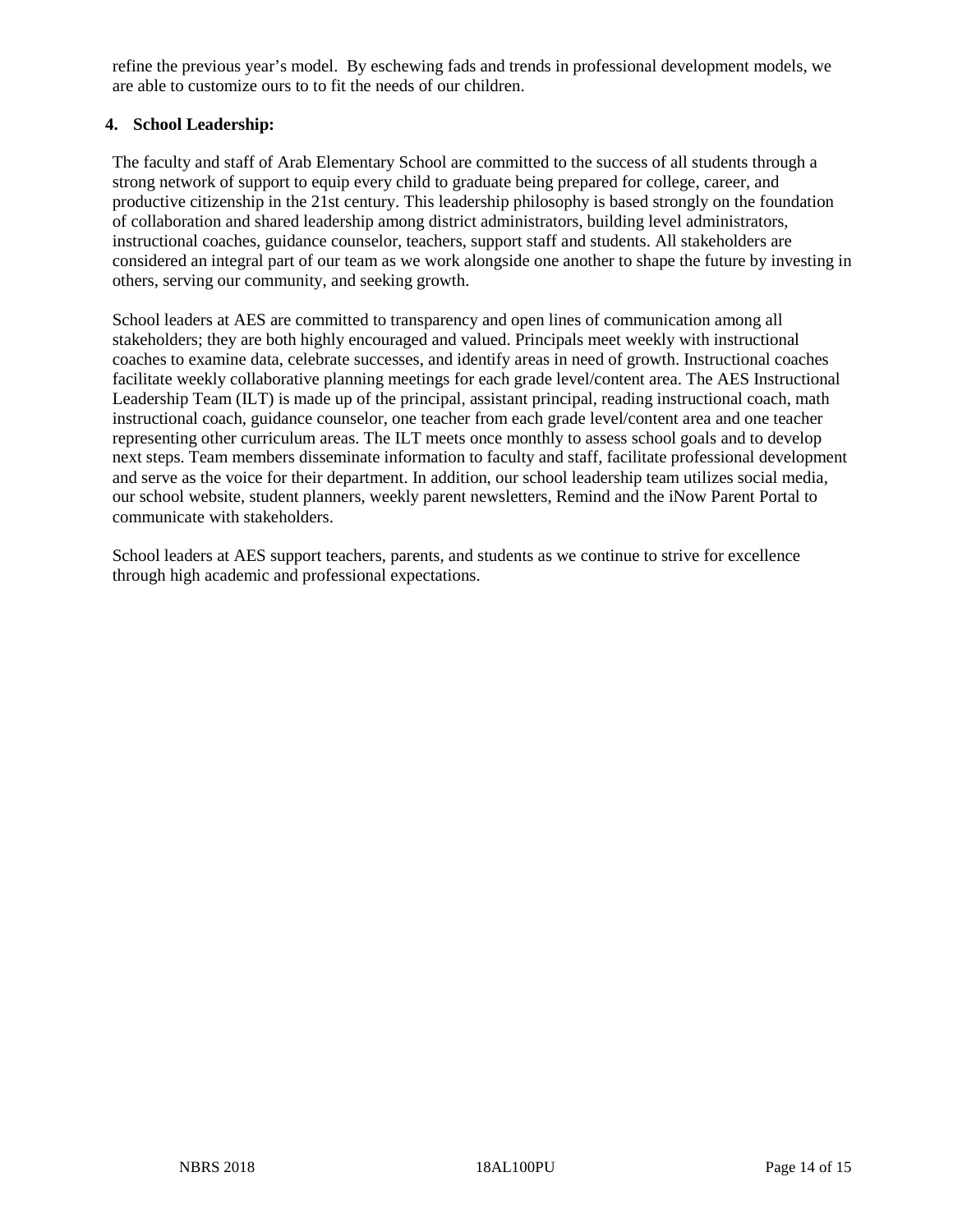refine the previous year's model. By eschewing fads and trends in professional development models, we are able to customize ours to to fit the needs of our children.

**4. School Leadership:**

The faculty and staff of Arab Elementary School are committed to the success of all students through a strong network of support to equip every child to graduate being prepared for college, career, and productive citizenship in the 21st century. This leadership philosophy is based strongly on the foundation of collaboration and shared leadership among district administrators, building level administrators, instructional coaches, guidance counselor, teachers, support staff and students. All stakeholders are considered an integral part of our team as we work alongside one another to shape the future by investing in others, serving our community, and seeking growth.

School leaders at AES are committed to transparency and open lines of communication among all stakeholders; they are both highly encouraged and valued. Principals meet weekly with instructional coaches to examine data, celebrate successes, and identify areas in need of growth. Instructional coaches facilitate weekly collaborative planning meetings for each grade level/content area. The AES Instructional Leadership Team (ILT) is made up of the principal, assistant principal, reading instructional coach, math instructional coach, guidance counselor, one teacher from each grade level/content area and one teacher representing other curriculum areas. The ILT meets once monthly to assess school goals and to develop next steps. Team members disseminate information to faculty and staff, facilitate professional development and serve as the voice for their department. In addition, our school leadership team utilizes social media, our school website, student planners, weekly parent newsletters, Remind and the iNow Parent Portal to communicate with stakeholders.

School leaders at AES support teachers, parents, and students as we continue to strive for excellence through high academic and professional expectations.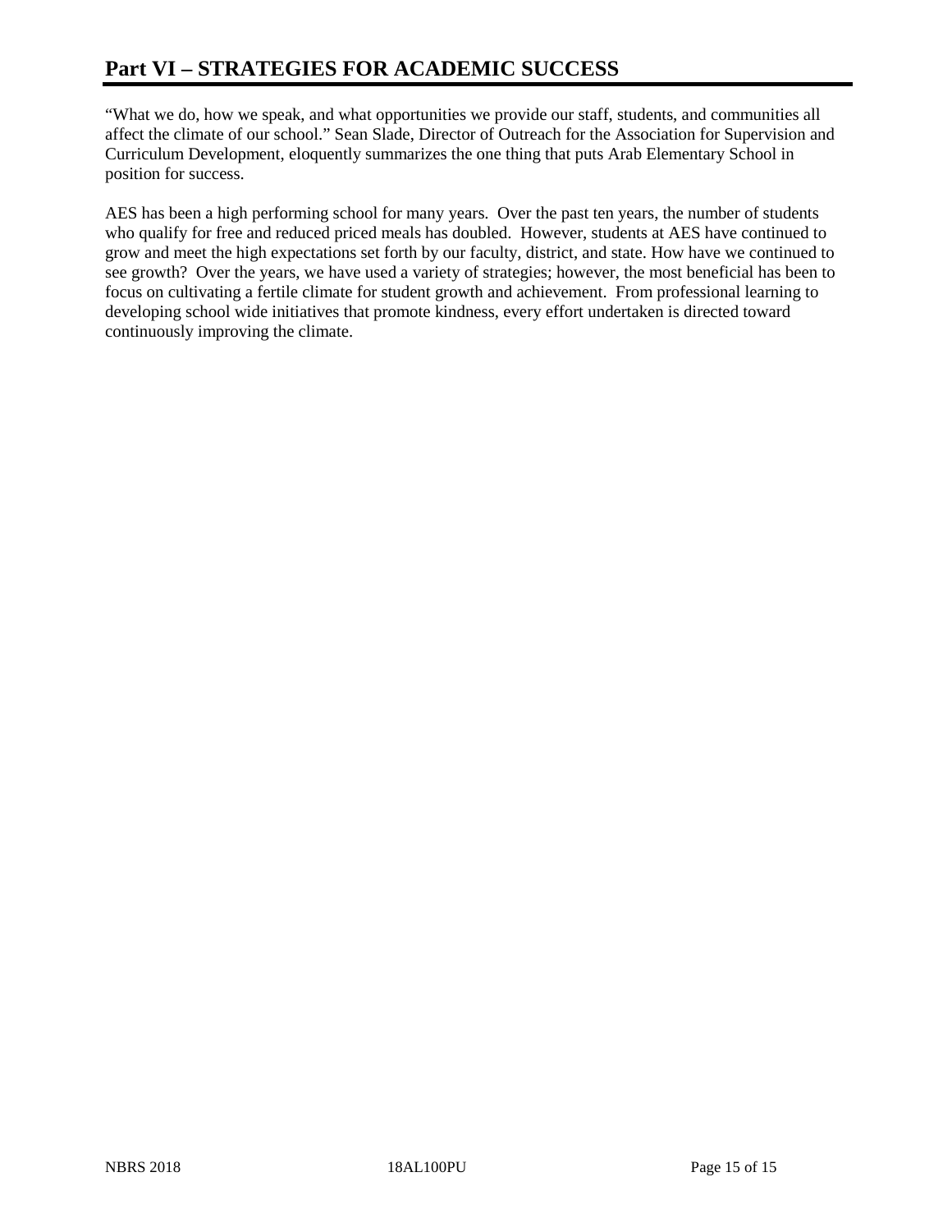# Part VI – STRATEGIES FOR ACADEMIC SUCCESS

"What we do, how we speak, and what opportunities we provide our staff, students, and communities all affect the climate of our school." Sean Slade, Director of Outreach for the Association for Supervision and Curriculum Development, eloquently summarizes the one thing that puts Arab Elementary School in position for success.

AES has been a high performing school for many years. Over the past ten years, the number of students who qualify for free and reduced priced meals has doubled. However, students at AES have continued to grow and meet the high expectations set forth by our faculty, district, and state. How have we continued to see growth? Over the years, we have used a variety of strategies; however, the most beneficial has been to focus on cultivating a fertile climate for student growth and achievement. From professional learning to developing school wide initiatives that promote kindness, every effort undertaken is directed toward continuously improving the climate.